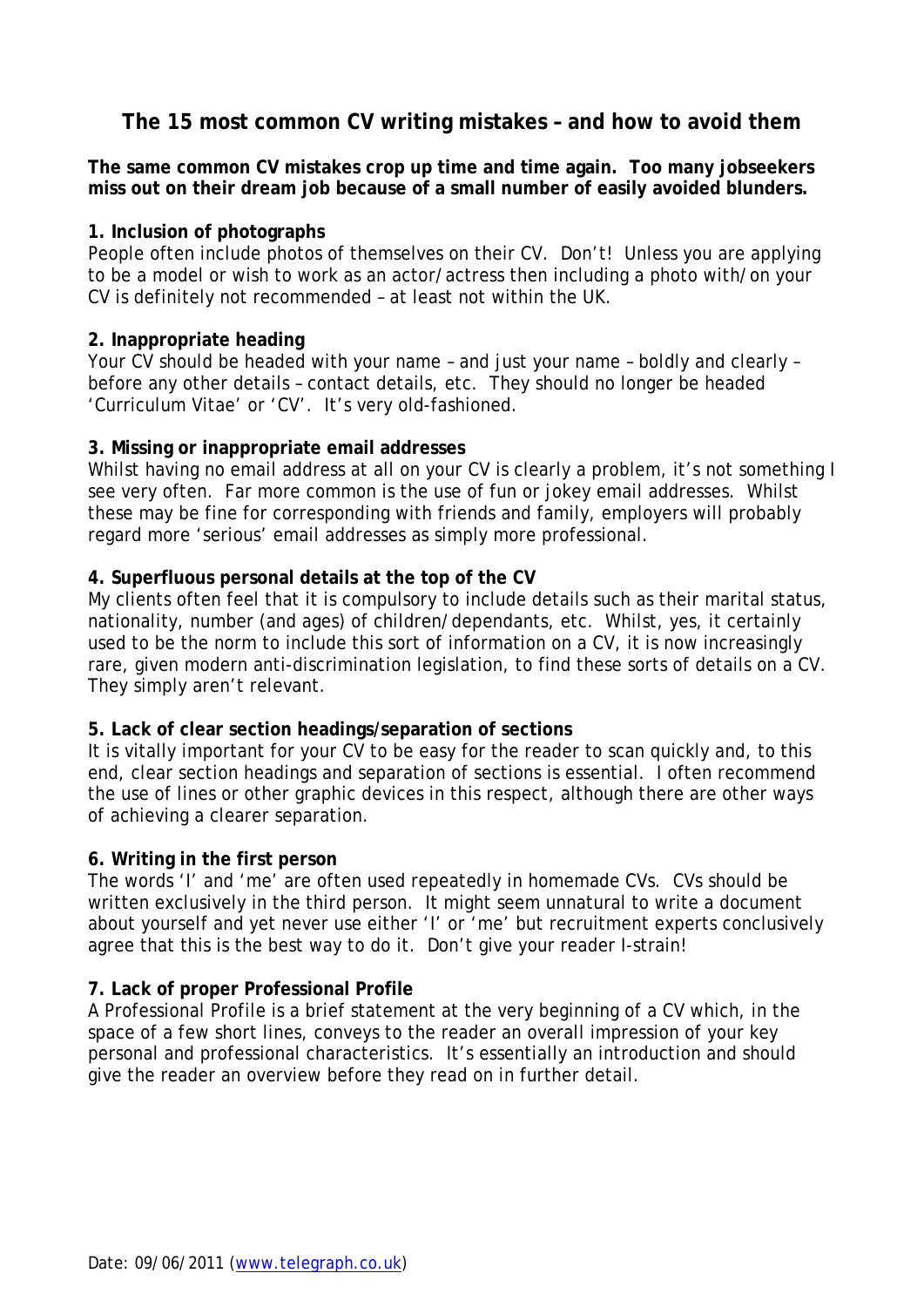# The 15 most common CV writing mistakes – and how to avoid them

**The same common CV mistakes crop up time and time again. Too many jobseekers miss out on their dream job because of a small number of easily avoided blunders.**

**1. Inclusion of photographs**
People often include photos of themselves on their CV. Don't! Unless you are applying to be a model or wish to work as an actor/actress then including a photo with/on your CV is definitely not recommended – at least not within the UK.

**2. Inappropriate heading**
Your CV should be headed with your name – and just your name – boldly and clearly – before any other details – contact details, etc. They should no longer be headed 'Curriculum Vitae' or 'CV'. It's very old-fashioned.

**3. Missing or inappropriate email addresses**
Whilst having no email address at all on your CV is clearly a problem, it's not something I see very often. Far more common is the use of fun or jokey email addresses. Whilst these may be fine for corresponding with friends and family, employers will probably regard more 'serious' email addresses as simply more professional.

**4. Superfluous personal details at the top of the CV**
My clients often feel that it is compulsory to include details such as their marital status, nationality, number (and ages) of children/dependants, etc. Whilst, yes, it certainly used to be the norm to include this sort of information on a CV, it is now increasingly rare, given modern anti-discrimination legislation, to find these sorts of details on a CV. They simply aren't relevant.

**5. Lack of clear section headings/separation of sections**
It is vitally important for your CV to be easy for the reader to scan quickly and, to this end, clear section headings and separation of sections is essential. I often recommend the use of lines or other graphic devices in this respect, although there are other ways of achieving a clearer separation.

**6. Writing in the first person**
The words 'I' and 'me' are often used repeatedly in homemade CVs. CVs should be written exclusively in the third person. It might seem unnatural to write a document about yourself and yet never use either 'I' or 'me' but recruitment experts conclusively agree that this is the best way to do it. Don't give your reader I-strain!

**7. Lack of proper Professional Profile**
A Professional Profile is a brief statement at the very beginning of a CV which, in the space of a few short lines, conveys to the reader an overall impression of your key personal and professional characteristics. It's essentially an introduction and should give the reader an overview before they read on in further detail.

Date: 09/06/2011 (www.telegraph.co.uk)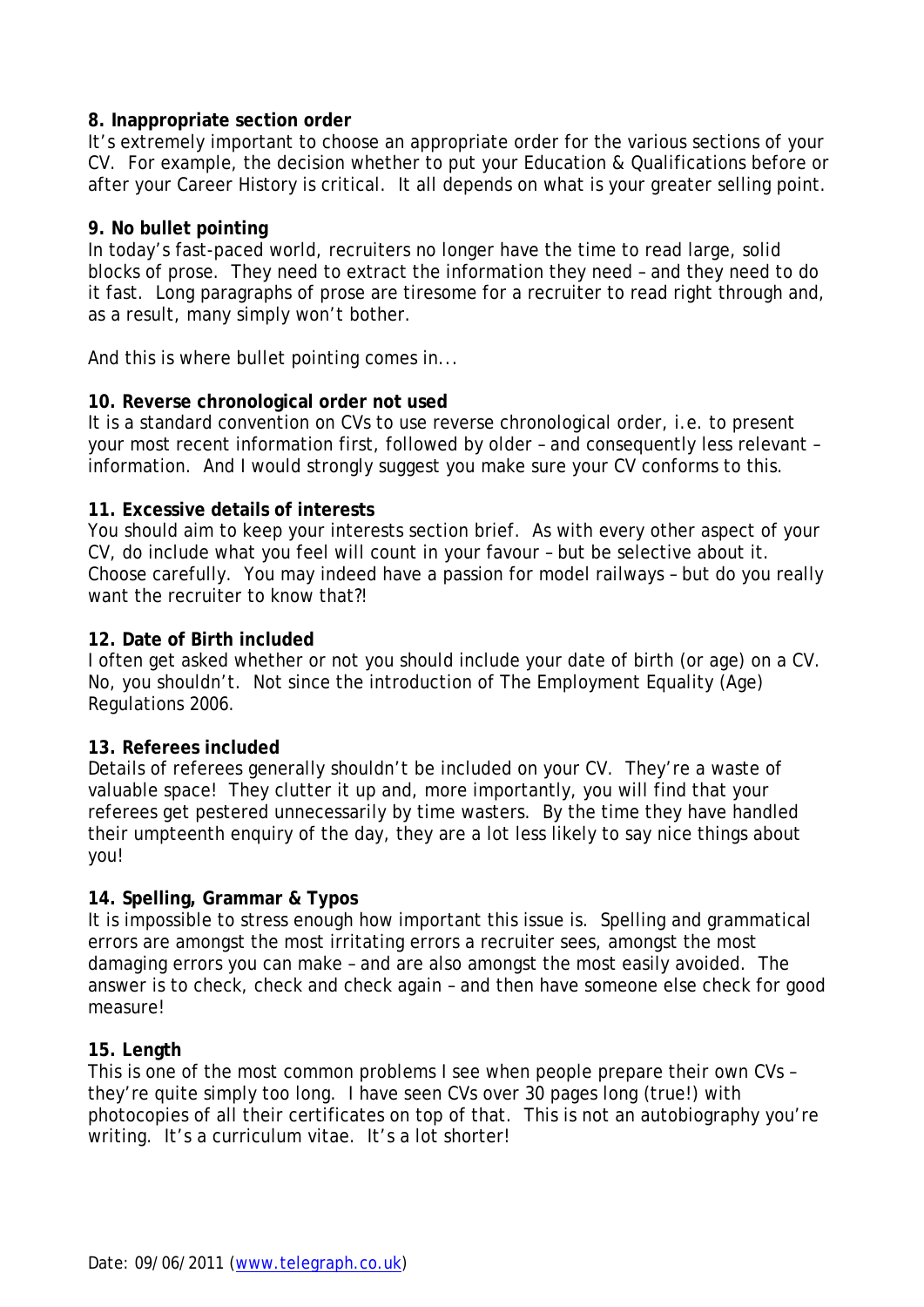**8. Inappropriate section order**

It's extremely important to choose an appropriate order for the various sections of your CV. For example, the decision whether to put your Education & Qualifications before or after your Career History is critical. It all depends on what is your greater selling point.

**9. No bullet pointing**

In today's fast-paced world, recruiters no longer have the time to read large, solid blocks of prose. They need to extract the information they need – and they need to do it fast. Long paragraphs of prose are tiresome for a recruiter to read right through and, as a result, many simply won't bother.

And this is where bullet pointing comes in...

**10. Reverse chronological order not used**

It is a standard convention on CVs to use reverse chronological order, i.e. to present your most recent information first, followed by older – and consequently less relevant – information. And I would strongly suggest you make sure your CV conforms to this.

**11. Excessive details of interests**

You should aim to keep your interests section brief. As with every other aspect of your CV, do include what you feel will count in your favour – but be selective about it. Choose carefully. You may indeed have a passion for model railways – but do you really want the recruiter to know that?!

**12. Date of Birth included**

I often get asked whether or not you should include your date of birth (or age) on a CV. No, you shouldn't. Not since the introduction of The Employment Equality (Age) Regulations 2006.

**13. Referees included**

Details of referees generally shouldn't be included on your CV. They're a waste of valuable space! They clutter it up and, more importantly, you will find that your referees get pestered unnecessarily by time wasters. By the time they have handled their umpteenth enquiry of the day, they are a lot less likely to say nice things about you!

**14. Spelling, Grammar & Typos**

It is impossible to stress enough how important this issue is. Spelling and grammatical errors are amongst the most irritating errors a recruiter sees, amongst the most damaging errors you can make – and are also amongst the most easily avoided. The answer is to check, check and check again – and then have someone else check for good measure!

**15. Length**

This is one of the most common problems I see when people prepare their own CVs – they're quite simply too long. I have seen CVs over 30 pages long (true!) with photocopies of all their certificates on top of that. This is not an autobiography you're writing. It's a curriculum vitae. It's a lot shorter!

Date: 09/06/2011 (www.telegraph.co.uk)